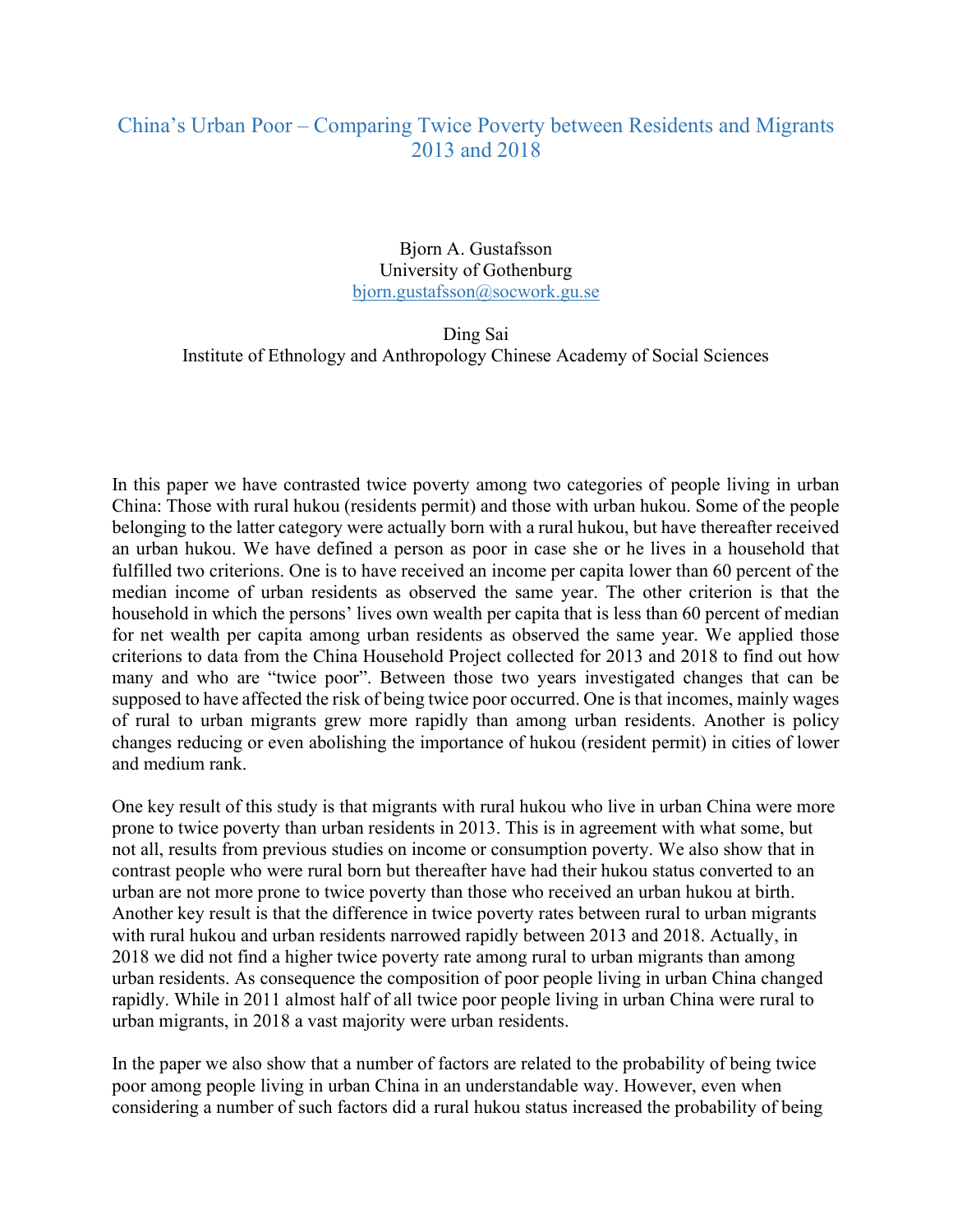# China's Urban Poor – Comparing Twice Poverty between Residents and Migrants 2013 and 2018

Bjorn A. Gustafsson
University of Gothenburg
bjorn.gustafsson@socwork.gu.se

Ding Sai
Institute of Ethnology and Anthropology Chinese Academy of Social Sciences

In this paper we have contrasted twice poverty among two categories of people living in urban China: Those with rural hukou (residents permit) and those with urban hukou. Some of the people belonging to the latter category were actually born with a rural hukou, but have thereafter received an urban hukou. We have defined a person as poor in case she or he lives in a household that fulfilled two criterions. One is to have received an income per capita lower than 60 percent of the median income of urban residents as observed the same year. The other criterion is that the household in which the persons' lives own wealth per capita that is less than 60 percent of median for net wealth per capita among urban residents as observed the same year. We applied those criterions to data from the China Household Project collected for 2013 and 2018 to find out how many and who are "twice poor". Between those two years investigated changes that can be supposed to have affected the risk of being twice poor occurred. One is that incomes, mainly wages of rural to urban migrants grew more rapidly than among urban residents. Another is policy changes reducing or even abolishing the importance of hukou (resident permit) in cities of lower and medium rank.

One key result of this study is that migrants with rural hukou who live in urban China were more prone to twice poverty than urban residents in 2013. This is in agreement with what some, but not all, results from previous studies on income or consumption poverty. We also show that in contrast people who were rural born but thereafter have had their hukou status converted to an urban are not more prone to twice poverty than those who received an urban hukou at birth. Another key result is that the difference in twice poverty rates between rural to urban migrants with rural hukou and urban residents narrowed rapidly between 2013 and 2018. Actually, in 2018 we did not find a higher twice poverty rate among rural to urban migrants than among urban residents. As consequence the composition of poor people living in urban China changed rapidly. While in 2011 almost half of all twice poor people living in urban China were rural to urban migrants, in 2018 a vast majority were urban residents.

In the paper we also show that a number of factors are related to the probability of being twice poor among people living in urban China in an understandable way. However, even when considering a number of such factors did a rural hukou status increased the probability of being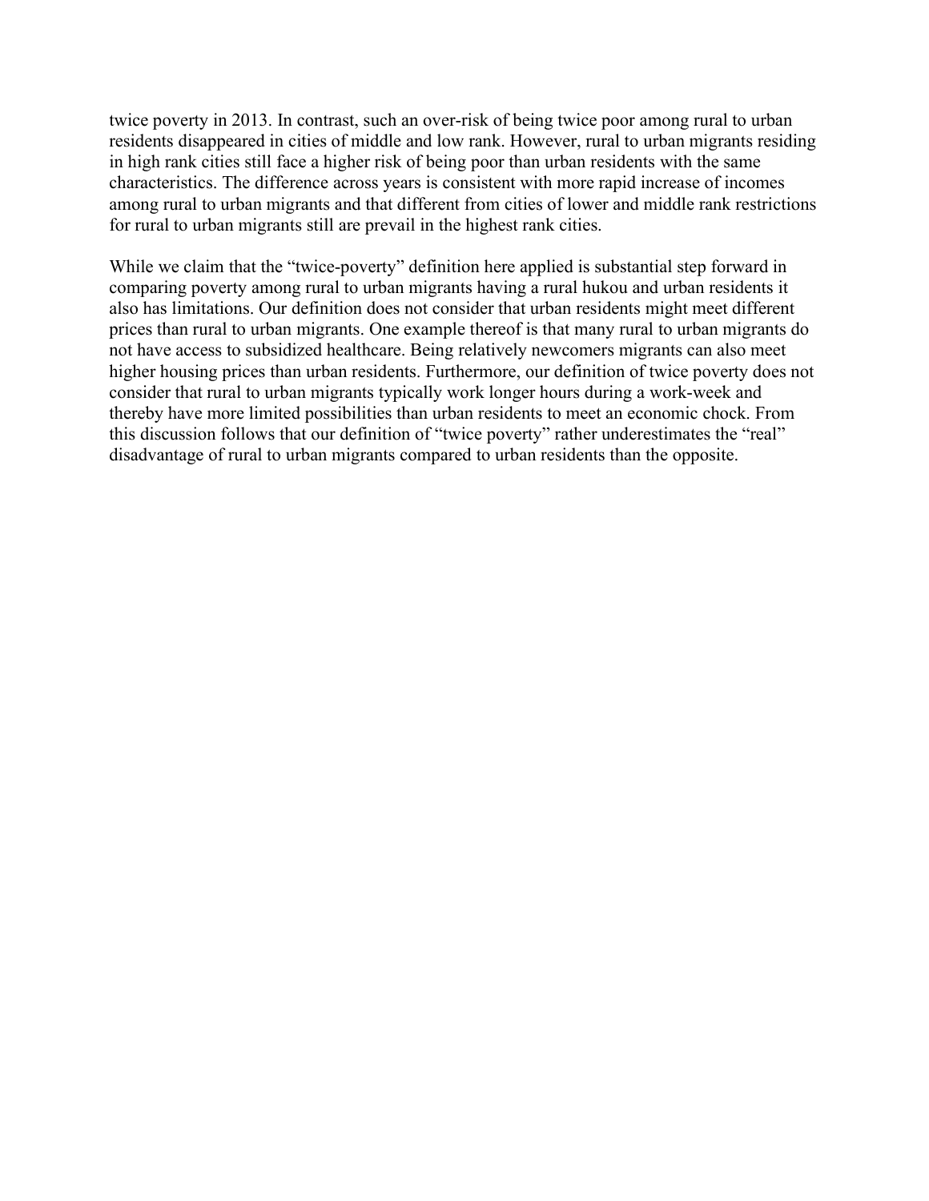twice poverty in 2013. In contrast, such an over-risk of being twice poor among rural to urban residents disappeared in cities of middle and low rank. However, rural to urban migrants residing in high rank cities still face a higher risk of being poor than urban residents with the same characteristics. The difference across years is consistent with more rapid increase of incomes among rural to urban migrants and that different from cities of lower and middle rank restrictions for rural to urban migrants still are prevail in the highest rank cities.

While we claim that the "twice-poverty" definition here applied is substantial step forward in comparing poverty among rural to urban migrants having a rural hukou and urban residents it also has limitations. Our definition does not consider that urban residents might meet different prices than rural to urban migrants. One example thereof is that many rural to urban migrants do not have access to subsidized healthcare. Being relatively newcomers migrants can also meet higher housing prices than urban residents. Furthermore, our definition of twice poverty does not consider that rural to urban migrants typically work longer hours during a work-week and thereby have more limited possibilities than urban residents to meet an economic chock. From this discussion follows that our definition of "twice poverty" rather underestimates the "real" disadvantage of rural to urban migrants compared to urban residents than the opposite.